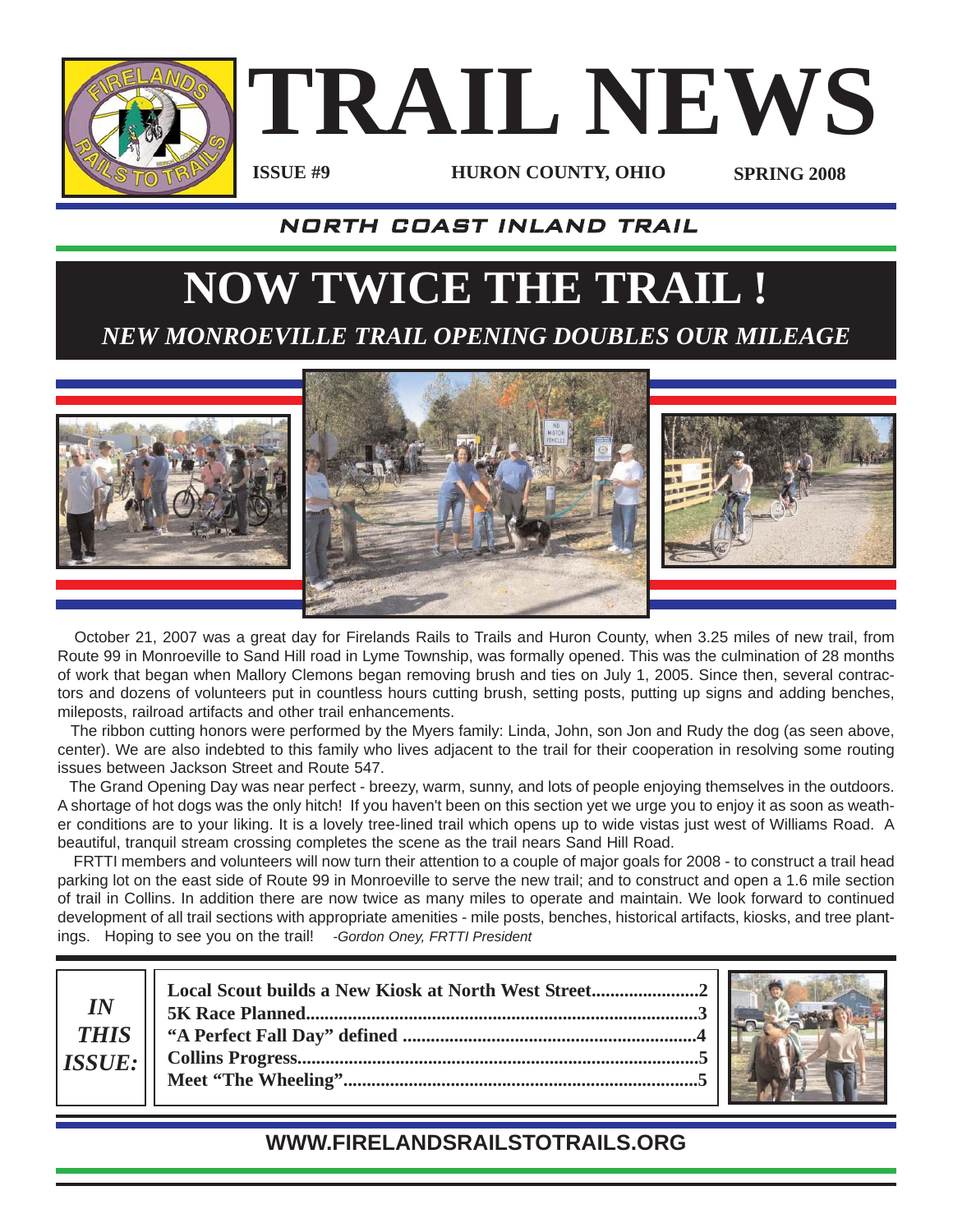# TRAIL NEWS

**ISSUE #9** **HURON COUNTY, OHIO** **SPRING 2008**

## NORTH COAST INLAND TRAIL

# NOW TWICE THE TRAIL !

## *NEW MONROEVILLE TRAIL OPENING DOUBLES OUR MILEAGE*

October 21, 2007 was a great day for Firelands Rails to Trails and Huron County, when 3.25 miles of new trail, from Route 99 in Monroeville to Sand Hill road in Lyme Township, was formally opened. This was the culmination of 28 months of work that began when Mallory Clemons began removing brush and ties on July 1, 2005. Since then, several contractors and dozens of volunteers put in countless hours cutting brush, setting posts, putting up signs and adding benches, mileposts, railroad artifacts and other trail enhancements.

The ribbon cutting honors were performed by the Myers family: Linda, John, son Jon and Rudy the dog (as seen above, center). We are also indebted to this family who lives adjacent to the trail for their cooperation in resolving some routing issues between Jackson Street and Route 547.

The Grand Opening Day was near perfect - breezy, warm, sunny, and lots of people enjoying themselves in the outdoors. A shortage of hot dogs was the only hitch! If you haven't been on this section yet we urge you to enjoy it as soon as weather conditions are to your liking. It is a lovely tree-lined trail which opens up to wide vistas just west of Williams Road. A beautiful, tranquil stream crossing completes the scene as the trail nears Sand Hill Road.

FRTTI members and volunteers will now turn their attention to a couple of major goals for 2008 - to construct a trail head parking lot on the east side of Route 99 in Monroeville to serve the new trail; and to construct and open a 1.6 mile section of trail in Collins. In addition there are now twice as many miles to operate and maintain. We look forward to continued development of all trail sections with appropriate amenities - mile posts, benches, historical artifacts, kiosks, and tree plantings. Hoping to see you on the trail! *-Gordon Oney, FRTTI President*

*IN THIS ISSUE:*

**Local Scout builds a New Kiosk at North West Street......................2**
**5K Race Planned.................................................................................3**
**"A Perfect Fall Day" defined .............................................................4**
**Collins Progress..................................................................................5**
**Meet "The Wheeling"..........................................................................5**

**WWW.FIRELANDSRAILSTOTRAILS.ORG**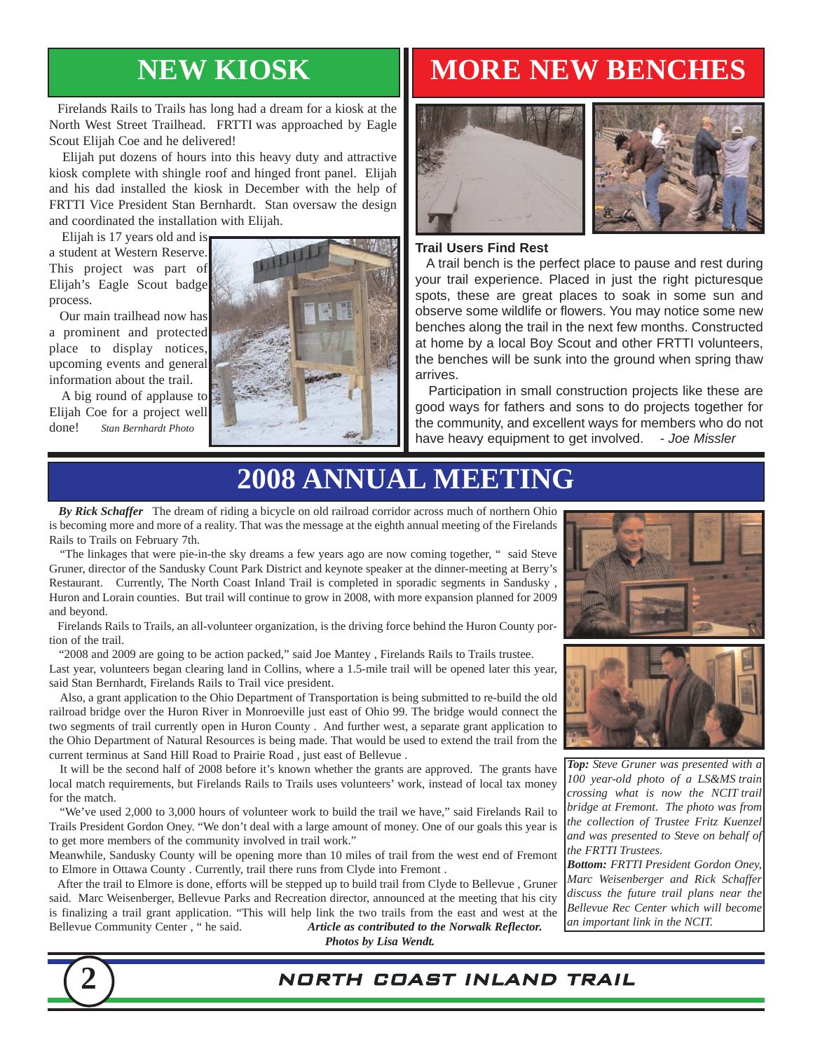# NEW KIOSK

Firelands Rails to Trails has long had a dream for a kiosk at the North West Street Trailhead. FRTTI was approached by Eagle Scout Elijah Coe and he delivered!

Elijah put dozens of hours into this heavy duty and attractive kiosk complete with shingle roof and hinged front panel. Elijah and his dad installed the kiosk in December with the help of FRTTI Vice President Stan Bernhardt. Stan oversaw the design and coordinated the installation with Elijah.

Elijah is 17 years old and is a student at Western Reserve. This project was part of Elijah's Eagle Scout badge process.

Our main trailhead now has a prominent and protected place to display notices, upcoming events and general information about the trail.

A big round of applause to Elijah Coe for a project well done! *Stan Bernhardt Photo*

# MORE NEW BENCHES

**Trail Users Find Rest**

A trail bench is the perfect place to pause and rest during your trail experience. Placed in just the right picturesque spots, these are great places to soak in some sun and observe some wildlife or flowers. You may notice some new benches along the trail in the next few months. Constructed at home by a local Boy Scout and other FRTTI volunteers, the benches will be sunk into the ground when spring thaw arrives.

Participation in small construction projects like these are good ways for fathers and sons to do projects together for the community, and excellent ways for members who do not have heavy equipment to get involved. *- Joe Missler*

# 2008 ANNUAL MEETING

***By Rick Schaffer*** The dream of riding a bicycle on old railroad corridor across much of northern Ohio is becoming more and more of a reality. That was the message at the eighth annual meeting of the Firelands Rails to Trails on February 7th.

"The linkages that were pie-in-the sky dreams a few years ago are now coming together, " said Steve Gruner, director of the Sandusky Count Park District and keynote speaker at the dinner-meeting at Berry's Restaurant. Currently, The North Coast Inland Trail is completed in sporadic segments in Sandusky , Huron and Lorain counties. But trail will continue to grow in 2008, with more expansion planned for 2009 and beyond.

Firelands Rails to Trails, an all-volunteer organization, is the driving force behind the Huron County portion of the trail.

"2008 and 2009 are going to be action packed," said Joe Mantey , Firelands Rails to Trails trustee. Last year, volunteers began clearing land in Collins, where a 1.5-mile trail will be opened later this year, said Stan Bernhardt, Firelands Rails to Trail vice president.

Also, a grant application to the Ohio Department of Transportation is being submitted to re-build the old railroad bridge over the Huron River in Monroeville just east of Ohio 99. The bridge would connect the two segments of trail currently open in Huron County . And further west, a separate grant application to the Ohio Department of Natural Resources is being made. That would be used to extend the trail from the current terminus at Sand Hill Road to Prairie Road , just east of Bellevue .

It will be the second half of 2008 before it's known whether the grants are approved. The grants have local match requirements, but Firelands Rails to Trails uses volunteers' work, instead of local tax money for the match.

"We've used 2,000 to 3,000 hours of volunteer work to build the trail we have," said Firelands Rail to Trails President Gordon Oney. "We don't deal with a large amount of money. One of our goals this year is to get more members of the community involved in trail work."

Meanwhile, Sandusky County will be opening more than 10 miles of trail from the west end of Fremont to Elmore in Ottawa County . Currently, trail there runs from Clyde into Fremont .

After the trail to Elmore is done, efforts will be stepped up to build trail from Clyde to Bellevue , Gruner said. Marc Weisenberger, Bellevue Parks and Recreation director, announced at the meeting that his city is finalizing a trail grant application. "This will help link the two trails from the east and west at the Bellevue Community Center , " he said. ***Article as contributed to the Norwalk Reflector.***

***Photos by Lisa Wendt.***

***Top:*** *Steve Gruner was presented with a 100 year-old photo of a LS&MS train crossing what is now the NCIT trail bridge at Fremont. The photo was from the collection of Trustee Fritz Kuenzel and was presented to Steve on behalf of the FRTTI Trustees.*

***Bottom:*** *FRTTI President Gordon Oney, Marc Weisenberger and Rick Schaffer discuss the future trail plans near the Bellevue Rec Center which will become an important link in the NCIT.*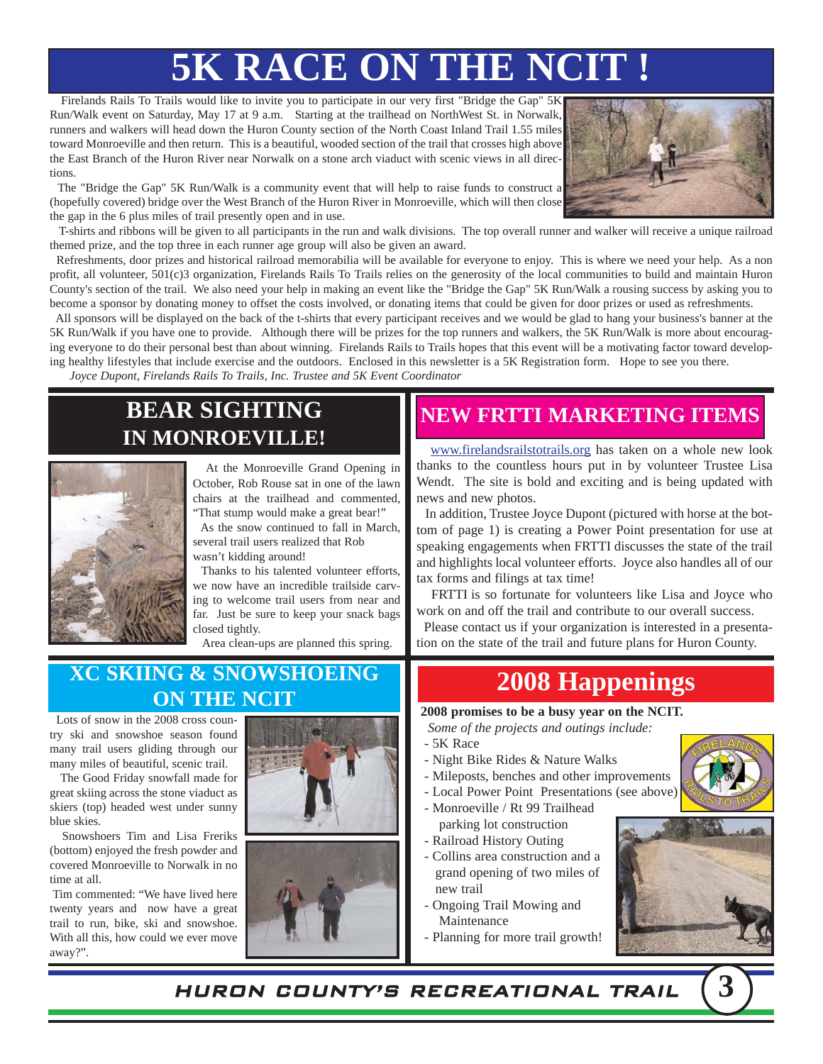# 5K RACE ON THE NCIT !

Firelands Rails To Trails would like to invite you to participate in our very first "Bridge the Gap" 5K Run/Walk event on Saturday, May 17 at 9 a.m. Starting at the trailhead on NorthWest St. in Norwalk, runners and walkers will head down the Huron County section of the North Coast Inland Trail 1.55 miles toward Monroeville and then return. This is a beautiful, wooded section of the trail that crosses high above the East Branch of the Huron River near Norwalk on a stone arch viaduct with scenic views in all directions.

The "Bridge the Gap" 5K Run/Walk is a community event that will help to raise funds to construct a (hopefully covered) bridge over the West Branch of the Huron River in Monroeville, which will then close the gap in the 6 plus miles of trail presently open and in use.

T-shirts and ribbons will be given to all participants in the run and walk divisions. The top overall runner and walker will receive a unique railroad themed prize, and the top three in each runner age group will also be given an award.

Refreshments, door prizes and historical railroad memorabilia will be available for everyone to enjoy. This is where we need your help. As a non profit, all volunteer, 501(c)3 organization, Firelands Rails To Trails relies on the generosity of the local communities to build and maintain Huron County's section of the trail. We also need your help in making an event like the "Bridge the Gap" 5K Run/Walk a rousing success by asking you to become a sponsor by donating money to offset the costs involved, or donating items that could be given for door prizes or used as refreshments.

All sponsors will be displayed on the back of the t-shirts that every participant receives and we would be glad to hang your business's banner at the 5K Run/Walk if you have one to provide. Although there will be prizes for the top runners and walkers, the 5K Run/Walk is more about encouraging everyone to do their personal best than about winning. Firelands Rails to Trails hopes that this event will be a motivating factor toward developing healthy lifestyles that include exercise and the outdoors. Enclosed in this newsletter is a 5K Registration form. Hope to see you there.

*Joyce Dupont, Firelands Rails To Trails, Inc. Trustee and 5K Event Coordinator*

## BEAR SIGHTING IN MONROEVILLE!

At the Monroeville Grand Opening in October, Rob Rouse sat in one of the lawn chairs at the trailhead and commented, "That stump would make a great bear!"

As the snow continued to fall in March, several trail users realized that Rob wasn't kidding around!

Thanks to his talented volunteer efforts, we now have an incredible trailside carving to welcome trail users from near and far. Just be sure to keep your snack bags closed tightly.

Area clean-ups are planned this spring.

## NEW FRTTI MARKETING ITEMS

www.firelandsrailstotrails.org has taken on a whole new look thanks to the countless hours put in by volunteer Trustee Lisa Wendt. The site is bold and exciting and is being updated with news and new photos.

In addition, Trustee Joyce Dupont (pictured with horse at the bottom of page 1) is creating a Power Point presentation for use at speaking engagements when FRTTI discusses the state of the trail and highlights local volunteer efforts. Joyce also handles all of our tax forms and filings at tax time!

FRTTI is so fortunate for volunteers like Lisa and Joyce who work on and off the trail and contribute to our overall success.

Please contact us if your organization is interested in a presentation on the state of the trail and future plans for Huron County.

## XC SKIING & SNOWSHOEING ON THE NCIT

Lots of snow in the 2008 cross country ski and snowshoe season found many trail users gliding through our many miles of beautiful, scenic trail.

The Good Friday snowfall made for great skiing across the stone viaduct as skiers (top) headed west under sunny blue skies.

Snowshoers Tim and Lisa Freriks (bottom) enjoyed the fresh powder and covered Monroeville to Norwalk in no time at all.

Tim commented: "We have lived here twenty years and now have a great trail to run, bike, ski and snowshoe. With all this, how could we ever move away?".

## 2008 Happenings

**2008 promises to be a busy year on the NCIT.**

*Some of the projects and outings include:*

- 5K Race
- Night Bike Rides & Nature Walks
- Mileposts, benches and other improvements
- Local Power Point Presentations (see above)
- Monroeville / Rt 99 Trailhead parking lot construction
- Railroad History Outing
- Collins area construction and a grand opening of two miles of new trail
- Ongoing Trail Mowing and Maintenance
- Planning for more trail growth!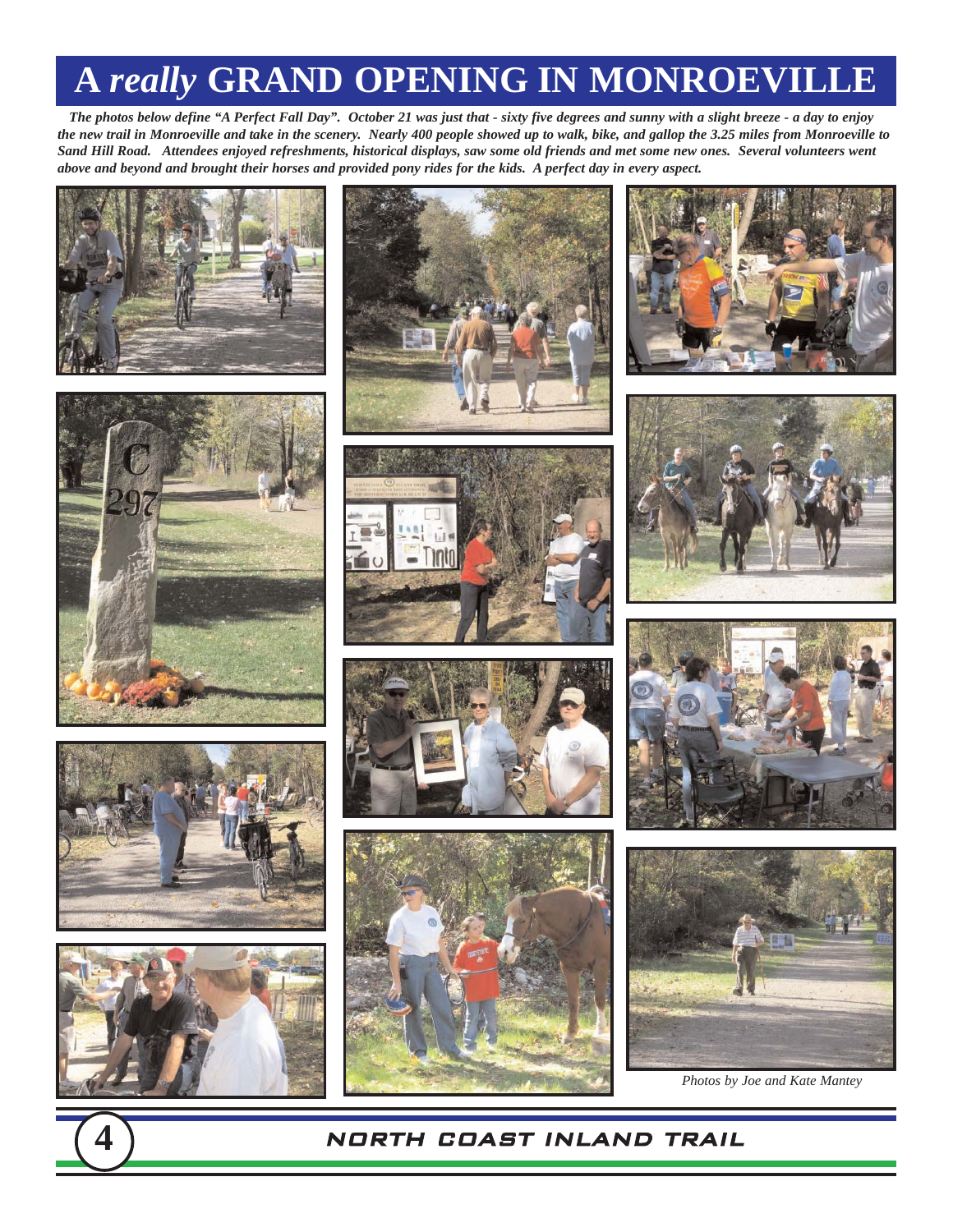# A *really* GRAND OPENING IN MONROEVILLE

***The photos below define "A Perfect Fall Day". October 21 was just that - sixty five degrees and sunny with a slight breeze - a day to enjoy the new trail in Monroeville and take in the scenery. Nearly 400 people showed up to walk, bike, and gallop the 3.25 miles from Monroeville to Sand Hill Road. Attendees enjoyed refreshments, historical displays, saw some old friends and met some new ones. Several volunteers went above and beyond and brought their horses and provided pony rides for the kids. A perfect day in every aspect.***

*Photos by Joe and Kate Mantey*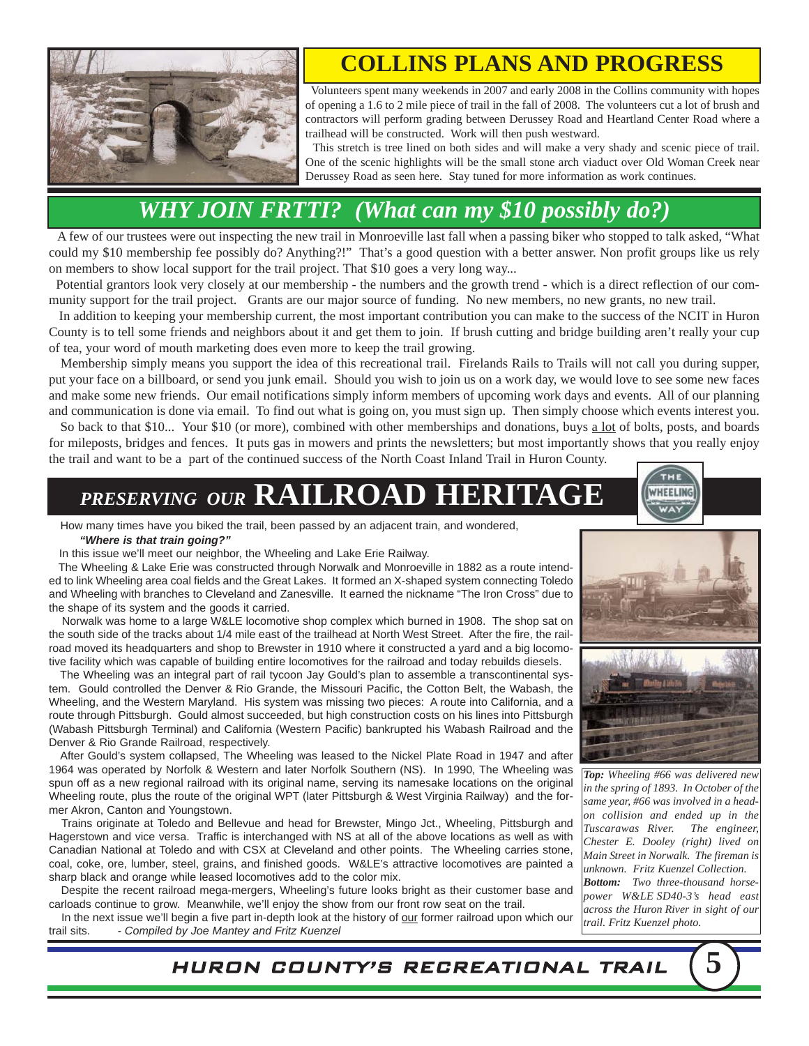## COLLINS PLANS AND PROGRESS

Volunteers spent many weekends in 2007 and early 2008 in the Collins community with hopes of opening a 1.6 to 2 mile piece of trail in the fall of 2008. The volunteers cut a lot of brush and contractors will perform grading between Derussey Road and Heartland Center Road where a trailhead will be constructed. Work will then push westward.

This stretch is tree lined on both sides and will make a very shady and scenic piece of trail. One of the scenic highlights will be the small stone arch viaduct over Old Woman Creek near Derussey Road as seen here. Stay tuned for more information as work continues.

## *WHY JOIN FRTTI? (What can my $10 possibly do?)*

A few of our trustees were out inspecting the new trail in Monroeville last fall when a passing biker who stopped to talk asked, "What could my $10 membership fee possibly do? Anything?!" That's a good question with a better answer. Non profit groups like us rely on members to show local support for the trail project. That $10 goes a very long way...

Potential grantors look very closely at our membership - the numbers and the growth trend - which is a direct reflection of our community support for the trail project. Grants are our major source of funding. No new members, no new grants, no new trail.

In addition to keeping your membership current, the most important contribution you can make to the success of the NCIT in Huron County is to tell some friends and neighbors about it and get them to join. If brush cutting and bridge building aren't really your cup of tea, your word of mouth marketing does even more to keep the trail growing.

Membership simply means you support the idea of this recreational trail. Firelands Rails to Trails will not call you during supper, put your face on a billboard, or send you junk email. Should you wish to join us on a work day, we would love to see some new faces and make some new friends. Our email notifications simply inform members of upcoming work days and events. All of our planning and communication is done via email. To find out what is going on, you must sign up. Then simply choose which events interest you.

So back to that $10... Your $10 (or more), combined with other memberships and donations, buys a lot of bolts, posts, and boards for mileposts, bridges and fences. It puts gas in mowers and prints the newsletters; but most importantly shows that you really enjoy the trail and want to be a part of the continued success of the North Coast Inland Trail in Huron County.

## *PRESERVING OUR* RAILROAD HERITAGE

How many times have you biked the trail, been passed by an adjacent train, and wondered,

***"Where is that train going?"***

In this issue we'll meet our neighbor, the Wheeling and Lake Erie Railway.

The Wheeling & Lake Erie was constructed through Norwalk and Monroeville in 1882 as a route intended to link Wheeling area coal fields and the Great Lakes. It formed an X-shaped system connecting Toledo and Wheeling with branches to Cleveland and Zanesville. It earned the nickname "The Iron Cross" due to the shape of its system and the goods it carried.

Norwalk was home to a large W&LE locomotive shop complex which burned in 1908. The shop sat on the south side of the tracks about 1/4 mile east of the trailhead at North West Street. After the fire, the railroad moved its headquarters and shop to Brewster in 1910 where it constructed a yard and a big locomotive facility which was capable of building entire locomotives for the railroad and today rebuilds diesels.

The Wheeling was an integral part of rail tycoon Jay Gould's plan to assemble a transcontinental system. Gould controlled the Denver & Rio Grande, the Missouri Pacific, the Cotton Belt, the Wabash, the Wheeling, and the Western Maryland. His system was missing two pieces: A route into California, and a route through Pittsburgh. Gould almost succeeded, but high construction costs on his lines into Pittsburgh (Wabash Pittsburgh Terminal) and California (Western Pacific) bankrupted his Wabash Railroad and the Denver & Rio Grande Railroad, respectively.

After Gould's system collapsed, The Wheeling was leased to the Nickel Plate Road in 1947 and after 1964 was operated by Norfolk & Western and later Norfolk Southern (NS). In 1990, The Wheeling was spun off as a new regional railroad with its original name, serving its namesake locations on the original Wheeling route, plus the route of the original WPT (later Pittsburgh & West Virginia Railway) and the former Akron, Canton and Youngstown.

Trains originate at Toledo and Bellevue and head for Brewster, Mingo Jct., Wheeling, Pittsburgh and Hagerstown and vice versa. Traffic is interchanged with NS at all of the above locations as well as with Canadian National at Toledo and with CSX at Cleveland and other points. The Wheeling carries stone, coal, coke, ore, lumber, steel, grains, and finished goods. W&LE's attractive locomotives are painted a sharp black and orange while leased locomotives add to the color mix.

Despite the recent railroad mega-mergers, Wheeling's future looks bright as their customer base and carloads continue to grow. Meanwhile, we'll enjoy the show from our front row seat on the trail.

In the next issue we'll begin a five part in-depth look at the history of our former railroad upon which our trail sits. *- Compiled by Joe Mantey and Fritz Kuenzel*

***Top:** Wheeling #66 was delivered new in the spring of 1893. In October of the same year, #66 was involved in a head-on collision and ended up in the Tuscarawas River. The engineer, Chester E. Dooley (right) lived on Main Street in Norwalk. The fireman is unknown. Fritz Kuenzel Collection.*

***Bottom:** Two three-thousand horsepower W&LE SD40-3's head east across the Huron River in sight of our trail. Fritz Kuenzel photo.*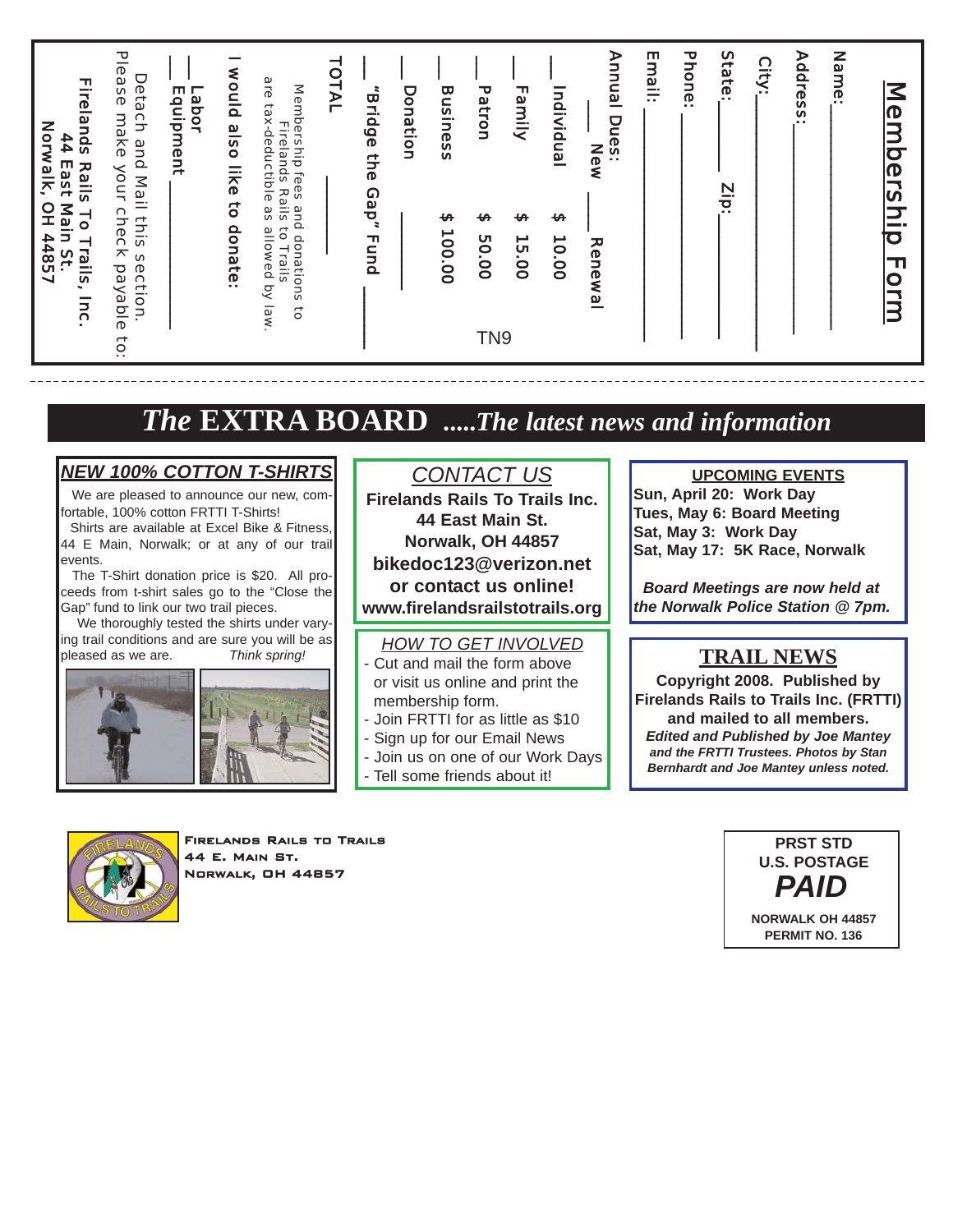## Membership Form

Name: ______

Address: ______

City: ______

State: ______ Zip: ______

Phone: ______

Email: ______

Annual Dues: ___ New ___ Renewal

___ Individual $ 10.00

___ Family $ 15.00

___ Patron $ 50.00

___ Business $ 100.00

___ Donation ______

___ "Bridge the Gap" Fund ______

TOTAL ______

TN9

Membership fees and donations to Firelands Rails to Trails are tax-deductible as allowed by law.

**I would also like to donate:**

___ Labor

___ Equipment ______

Detach and Mail this section.

Please make your check payable to:

**Firelands Rails To Trails, Inc.**
**44 East Main St.**
**Norwalk, OH 44857**

---

# *The* EXTRA BOARD *.....The latest news and information*

### *NEW 100% COTTON T-SHIRTS*

We are pleased to announce our new, comfortable, 100% cotton FRTTI T-Shirts!

Shirts are available at Excel Bike & Fitness, 44 E Main, Norwalk; or at any of our trail events.

The T-Shirt donation price is $20. All proceeds from t-shirt sales go to the "Close the Gap" fund to link our two trail pieces.

We thoroughly tested the shirts under varying trail conditions and are sure you will be as pleased as we are. *Think spring!*

### *CONTACT US*

**Firelands Rails To Trails Inc.**
**44 East Main St.**
**Norwalk, OH 44857**
**bikedoc123@verizon.net**
**or contact us online!**
**www.firelandsrailstotrails.org**

### *HOW TO GET INVOLVED*

- Cut and mail the form above or visit us online and print the membership form.
- Join FRTTI for as little as $10
- Sign up for our Email News
- Join us on one of our Work Days
- Tell some friends about it!

### UPCOMING EVENTS

**Sun, April 20: Work Day**
**Tues, May 6: Board Meeting**
**Sat, May 3: Work Day**
**Sat, May 17: 5K Race, Norwalk**

***Board Meetings are now held at the Norwalk Police Station @ 7pm.***

### TRAIL NEWS

**Copyright 2008. Published by Firelands Rails to Trails Inc. (FRTTI) and mailed to all members.**

***Edited and Published by Joe Mantey and the FRTTI Trustees. Photos by Stan Bernhardt and Joe Mantey unless noted.***

Firelands Rails to Trails
44 E. Main St.
Norwalk, OH 44857

PRST STD
U.S. POSTAGE
**PAID**
NORWALK OH 44857
PERMIT NO. 136